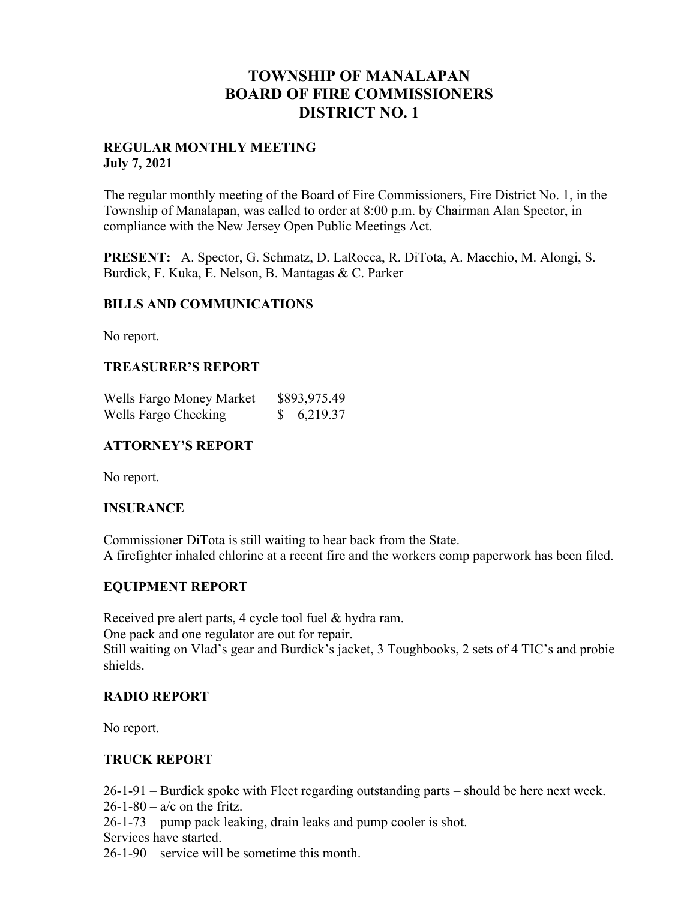# TOWNSHIP OF MANALAPAN
# BOARD OF FIRE COMMISSIONERS
# DISTRICT NO. 1

**REGULAR MONTHLY MEETING**
**July 7, 2021**

The regular monthly meeting of the Board of Fire Commissioners, Fire District No. 1, in the Township of Manalapan, was called to order at 8:00 p.m. by Chairman Alan Spector, in compliance with the New Jersey Open Public Meetings Act.

**PRESENT:** A. Spector, G. Schmatz, D. LaRocca, R. DiTota, A. Macchio, M. Alongi, S. Burdick, F. Kuka, E. Nelson, B. Mantagas & C. Parker

## BILLS AND COMMUNICATIONS

No report.

## TREASURER'S REPORT

| | |
|---|---|
| Wells Fargo Money Market | $893,975.49 |
| Wells Fargo Checking | $ 6,219.37 |

## ATTORNEY'S REPORT

No report.

## INSURANCE

Commissioner DiTota is still waiting to hear back from the State.
A firefighter inhaled chlorine at a recent fire and the workers comp paperwork has been filed.

## EQUIPMENT REPORT

Received pre alert parts, 4 cycle tool fuel & hydra ram.
One pack and one regulator are out for repair.
Still waiting on Vlad's gear and Burdick's jacket, 3 Toughbooks, 2 sets of 4 TIC's and probie shields.

## RADIO REPORT

No report.

## TRUCK REPORT

26-1-91 – Burdick spoke with Fleet regarding outstanding parts – should be here next week.
26-1-80 – a/c on the fritz.
26-1-73 – pump pack leaking, drain leaks and pump cooler is shot.
Services have started.
26-1-90 – service will be sometime this month.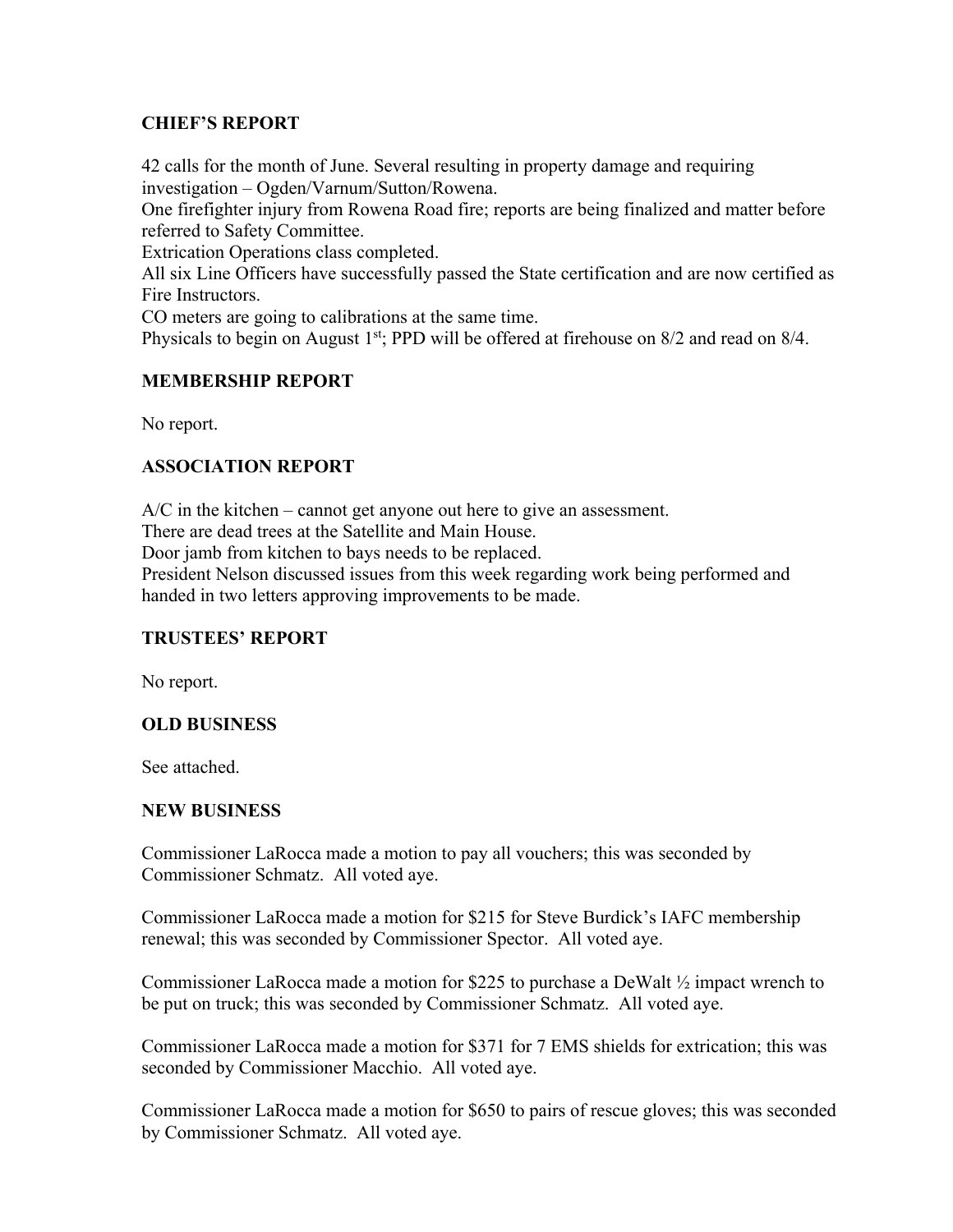**CHIEF'S REPORT**

42 calls for the month of June. Several resulting in property damage and requiring investigation – Ogden/Varnum/Sutton/Rowena.
One firefighter injury from Rowena Road fire; reports are being finalized and matter before referred to Safety Committee.
Extrication Operations class completed.
All six Line Officers have successfully passed the State certification and are now certified as Fire Instructors.
CO meters are going to calibrations at the same time.
Physicals to begin on August 1st; PPD will be offered at firehouse on 8/2 and read on 8/4.

**MEMBERSHIP REPORT**

No report.

**ASSOCIATION REPORT**

A/C in the kitchen – cannot get anyone out here to give an assessment.
There are dead trees at the Satellite and Main House.
Door jamb from kitchen to bays needs to be replaced.
President Nelson discussed issues from this week regarding work being performed and handed in two letters approving improvements to be made.

**TRUSTEES' REPORT**

No report.

**OLD BUSINESS**

See attached.

**NEW BUSINESS**

Commissioner LaRocca made a motion to pay all vouchers; this was seconded by Commissioner Schmatz. All voted aye.

Commissioner LaRocca made a motion for $215 for Steve Burdick's IAFC membership renewal; this was seconded by Commissioner Spector. All voted aye.

Commissioner LaRocca made a motion for $225 to purchase a DeWalt ½ impact wrench to be put on truck; this was seconded by Commissioner Schmatz. All voted aye.

Commissioner LaRocca made a motion for $371 for 7 EMS shields for extrication; this was seconded by Commissioner Macchio. All voted aye.

Commissioner LaRocca made a motion for $650 to pairs of rescue gloves; this was seconded by Commissioner Schmatz. All voted aye.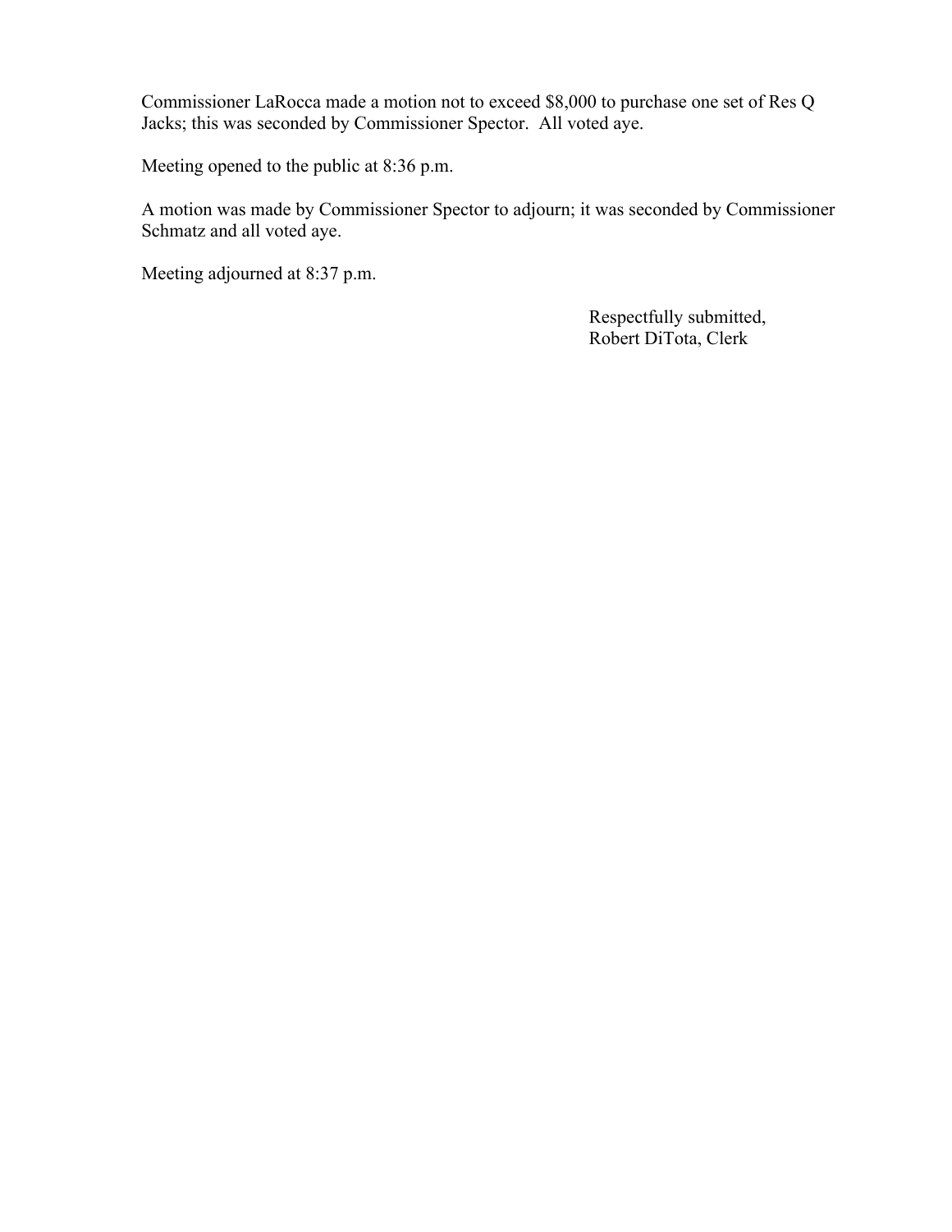Commissioner LaRocca made a motion not to exceed $8,000 to purchase one set of Res Q Jacks; this was seconded by Commissioner Spector. All voted aye.

Meeting opened to the public at 8:36 p.m.

A motion was made by Commissioner Spector to adjourn; it was seconded by Commissioner Schmatz and all voted aye.

Meeting adjourned at 8:37 p.m.

Respectfully submitted,
Robert DiTota, Clerk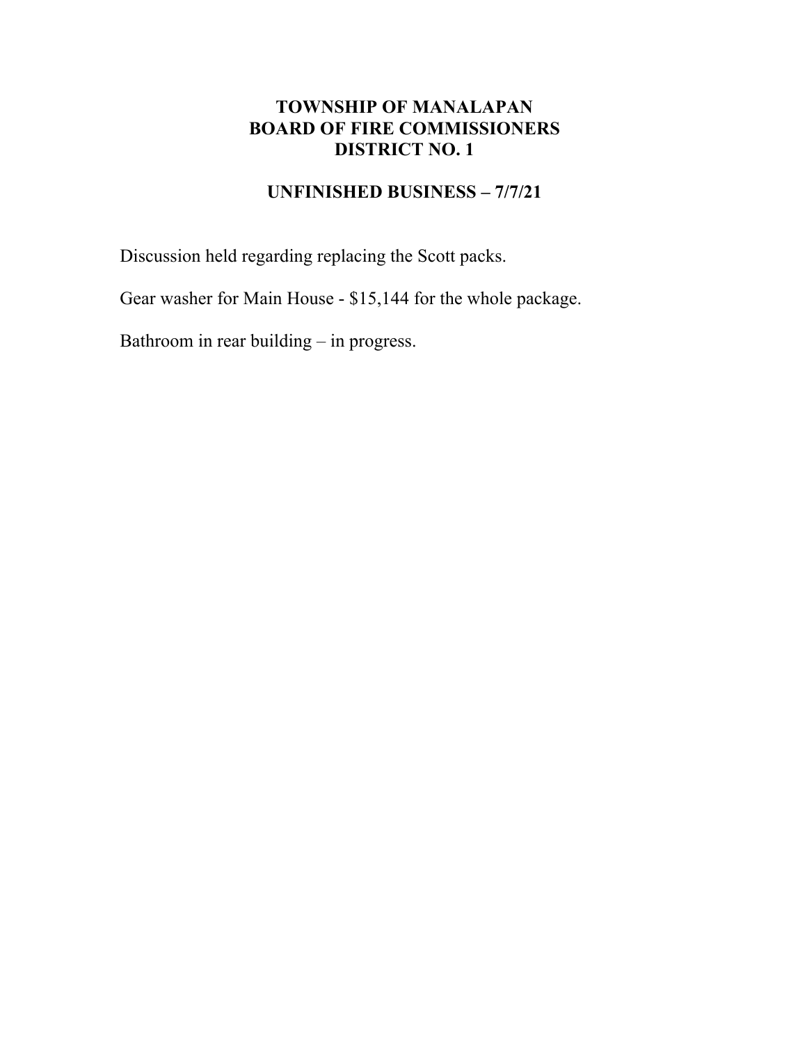# TOWNSHIP OF MANALAPAN
# BOARD OF FIRE COMMISSIONERS
# DISTRICT NO. 1

## UNFINISHED BUSINESS – 7/7/21

Discussion held regarding replacing the Scott packs.

Gear washer for Main House - $15,144 for the whole package.

Bathroom in rear building – in progress.